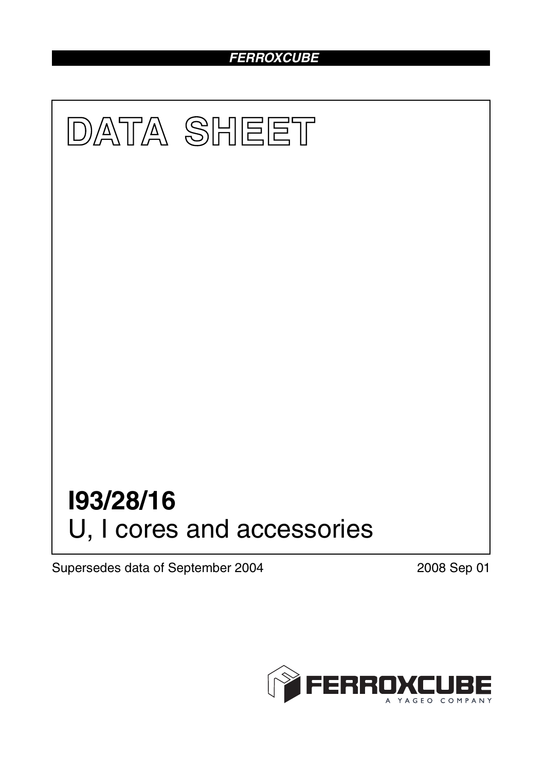FERROXCUBE

# DATA SHEET

# I93/28/16

## U, I cores and accessories

Supersedes data of September 2004

2008 Sep 01

FERROXCUBE
A YAGEO COMPANY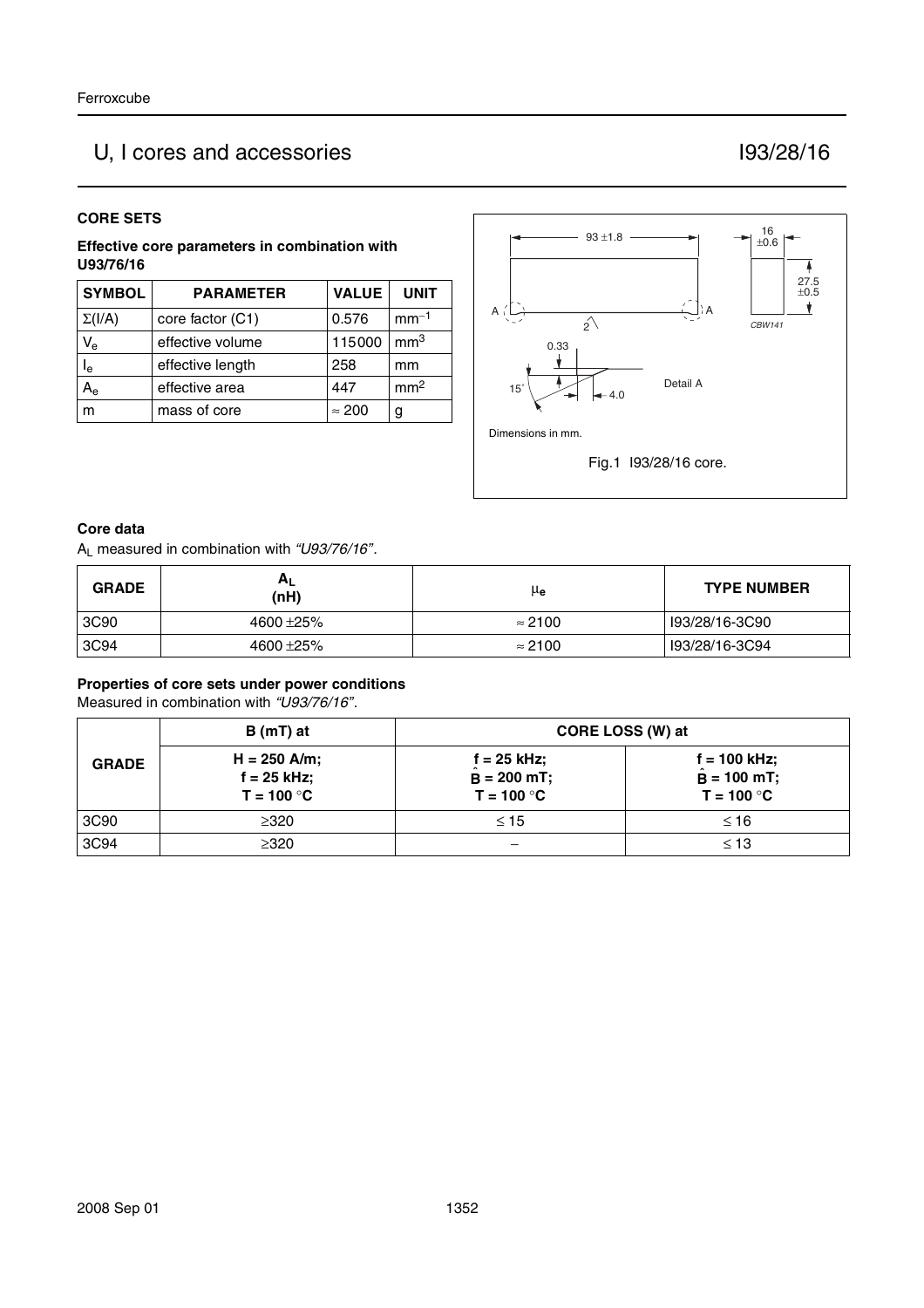# U, I cores and accessories — I93/28/16

## CORE SETS

**Effective core parameters in combination with U93/76/16**

| SYMBOL | PARAMETER | VALUE | UNIT |
|---|---|---|---|
| $\Sigma(I/A)$ | core factor (C1) | 0.576 | $mm^{-1}$ |
| $V_e$ | effective volume | 115000 | $mm^3$ |
| $l_e$ | effective length | 258 | mm |
| $A_e$ | effective area | 447 | $mm^2$ |
| m | mass of core | ≈ 200 | g |

Dimensions in mm.

Fig.1 I93/28/16 core.

### Core data

$A_L$ measured in combination with *"U93/76/16"*.

| GRADE | $A_L$ (nH) | $\mu_e$ | TYPE NUMBER |
|---|---|---|---|
| 3C90 | 4600 ±25% | ≈ 2100 | I93/28/16-3C90 |
| 3C94 | 4600 ±25% | ≈ 2100 | I93/28/16-3C94 |

### Properties of core sets under power conditions

Measured in combination with *"U93/76/16"*.

| GRADE | B (mT) at | CORE LOSS (W) at | |
|---|---|---|---|
| | H = 250 A/m; f = 25 kHz; T = 100 °C | f = 25 kHz; $\hat{B}$ = 200 mT; T = 100 °C | f = 100 kHz; $\hat{B}$ = 100 mT; T = 100 °C |
| 3C90 | ≥320 | ≤ 15 | ≤ 16 |
| 3C94 | ≥320 | − | ≤ 13 |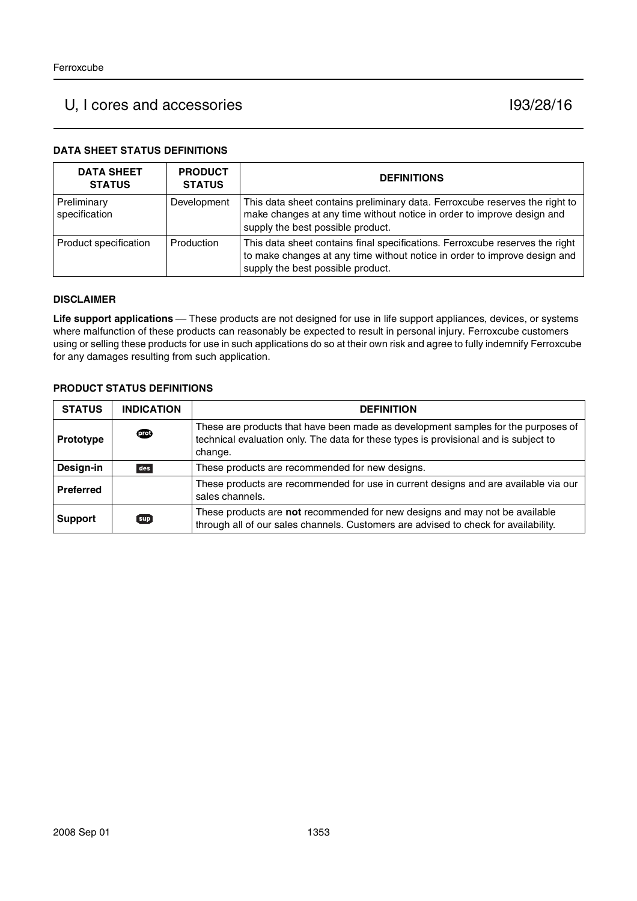## DATA SHEET STATUS DEFINITIONS

| DATA SHEET STATUS | PRODUCT STATUS | DEFINITIONS |
| --- | --- | --- |
| Preliminary specification | Development | This data sheet contains preliminary data. Ferroxcube reserves the right to make changes at any time without notice in order to improve design and supply the best possible product. |
| Product specification | Production | This data sheet contains final specifications. Ferroxcube reserves the right to make changes at any time without notice in order to improve design and supply the best possible product. |

## DISCLAIMER

**Life support applications** — These products are not designed for use in life support appliances, devices, or systems where malfunction of these products can reasonably be expected to result in personal injury. Ferroxcube customers using or selling these products for use in such applications do so at their own risk and agree to fully indemnify Ferroxcube for any damages resulting from such application.

## PRODUCT STATUS DEFINITIONS

| STATUS | INDICATION | DEFINITION |
| --- | --- | --- |
| **Prototype** | prot | These are products that have been made as development samples for the purposes of technical evaluation only. The data for these types is provisional and is subject to change. |
| **Design-in** | des | These products are recommended for new designs. |
| **Preferred** | | These products are recommended for use in current designs and are available via our sales channels. |
| **Support** | sup | These products are **not** recommended for new designs and may not be available through all of our sales channels. Customers are advised to check for availability. |